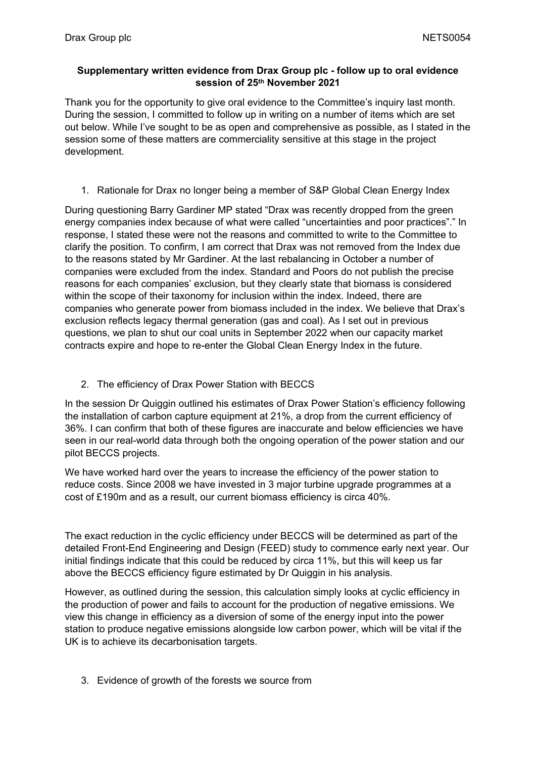**Supplementary written evidence from Drax Group plc - follow up to oral evidence session of 25th November 2021**

Thank you for the opportunity to give oral evidence to the Committee's inquiry last month. During the session, I committed to follow up in writing on a number of items which are set out below. While I've sought to be as open and comprehensive as possible, as I stated in the session some of these matters are commerciality sensitive at this stage in the project development.

1. Rationale for Drax no longer being a member of S&P Global Clean Energy Index

During questioning Barry Gardiner MP stated "Drax was recently dropped from the green energy companies index because of what were called "uncertainties and poor practices"." In response, I stated these were not the reasons and committed to write to the Committee to clarify the position. To confirm, I am correct that Drax was not removed from the Index due to the reasons stated by Mr Gardiner. At the last rebalancing in October a number of companies were excluded from the index. Standard and Poors do not publish the precise reasons for each companies' exclusion, but they clearly state that biomass is considered within the scope of their taxonomy for inclusion within the index. Indeed, there are companies who generate power from biomass included in the index. We believe that Drax's exclusion reflects legacy thermal generation (gas and coal). As I set out in previous questions, we plan to shut our coal units in September 2022 when our capacity market contracts expire and hope to re-enter the Global Clean Energy Index in the future.

2. The efficiency of Drax Power Station with BECCS

In the session Dr Quiggin outlined his estimates of Drax Power Station's efficiency following the installation of carbon capture equipment at 21%, a drop from the current efficiency of 36%. I can confirm that both of these figures are inaccurate and below efficiencies we have seen in our real-world data through both the ongoing operation of the power station and our pilot BECCS projects.

We have worked hard over the years to increase the efficiency of the power station to reduce costs. Since 2008 we have invested in 3 major turbine upgrade programmes at a cost of £190m and as a result, our current biomass efficiency is circa 40%.

The exact reduction in the cyclic efficiency under BECCS will be determined as part of the detailed Front-End Engineering and Design (FEED) study to commence early next year. Our initial findings indicate that this could be reduced by circa 11%, but this will keep us far above the BECCS efficiency figure estimated by Dr Quiggin in his analysis.

However, as outlined during the session, this calculation simply looks at cyclic efficiency in the production of power and fails to account for the production of negative emissions. We view this change in efficiency as a diversion of some of the energy input into the power station to produce negative emissions alongside low carbon power, which will be vital if the UK is to achieve its decarbonisation targets.

3. Evidence of growth of the forests we source from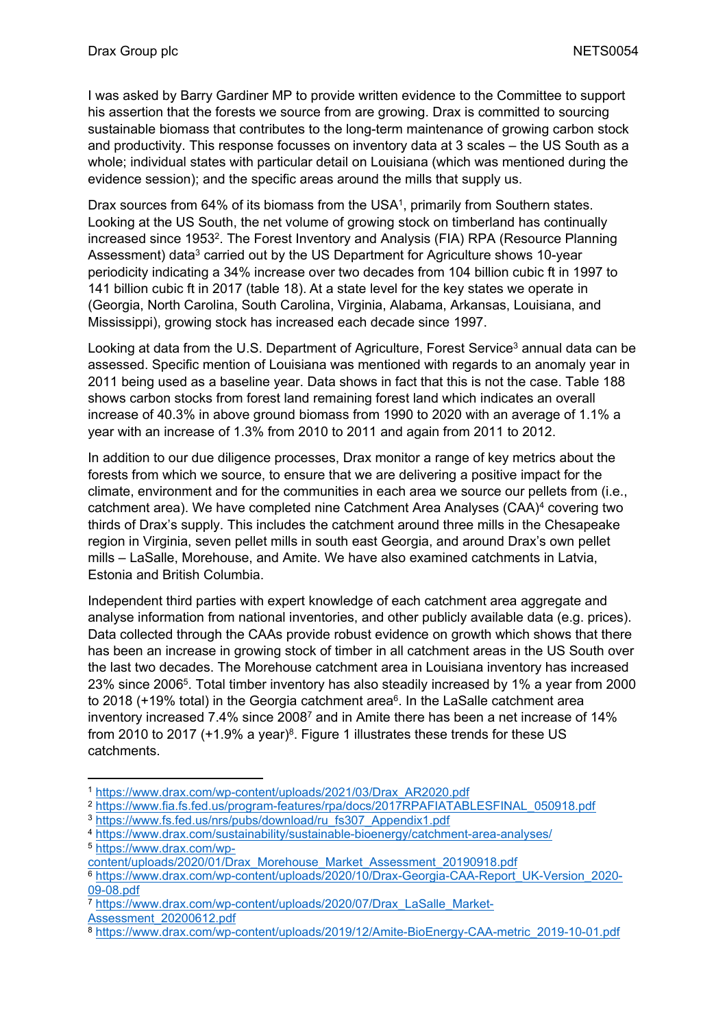I was asked by Barry Gardiner MP to provide written evidence to the Committee to support his assertion that the forests we source from are growing. Drax is committed to sourcing sustainable biomass that contributes to the long-term maintenance of growing carbon stock and productivity. This response focusses on inventory data at 3 scales – the US South as a whole; individual states with particular detail on Louisiana (which was mentioned during the evidence session); and the specific areas around the mills that supply us.

Drax sources from 64% of its biomass from the USA[1], primarily from Southern states. Looking at the US South, the net volume of growing stock on timberland has continually increased since 1953[2]. The Forest Inventory and Analysis (FIA) RPA (Resource Planning Assessment) data[3] carried out by the US Department for Agriculture shows 10-year periodicity indicating a 34% increase over two decades from 104 billion cubic ft in 1997 to 141 billion cubic ft in 2017 (table 18). At a state level for the key states we operate in (Georgia, North Carolina, South Carolina, Virginia, Alabama, Arkansas, Louisiana, and Mississippi), growing stock has increased each decade since 1997.

Looking at data from the U.S. Department of Agriculture, Forest Service[3] annual data can be assessed. Specific mention of Louisiana was mentioned with regards to an anomaly year in 2011 being used as a baseline year. Data shows in fact that this is not the case. Table 188 shows carbon stocks from forest land remaining forest land which indicates an overall increase of 40.3% in above ground biomass from 1990 to 2020 with an average of 1.1% a year with an increase of 1.3% from 2010 to 2011 and again from 2011 to 2012.

In addition to our due diligence processes, Drax monitor a range of key metrics about the forests from which we source, to ensure that we are delivering a positive impact for the climate, environment and for the communities in each area we source our pellets from (i.e., catchment area). We have completed nine Catchment Area Analyses (CAA)[4] covering two thirds of Drax's supply. This includes the catchment around three mills in the Chesapeake region in Virginia, seven pellet mills in south east Georgia, and around Drax's own pellet mills – LaSalle, Morehouse, and Amite. We have also examined catchments in Latvia, Estonia and British Columbia.

Independent third parties with expert knowledge of each catchment area aggregate and analyse information from national inventories, and other publicly available data (e.g. prices). Data collected through the CAAs provide robust evidence on growth which shows that there has been an increase in growing stock of timber in all catchment areas in the US South over the last two decades. The Morehouse catchment area in Louisiana inventory has increased 23% since 2006[5]. Total timber inventory has also steadily increased by 1% a year from 2000 to 2018 (+19% total) in the Georgia catchment area[6]. In the LaSalle catchment area inventory increased 7.4% since 2008[7] and in Amite there has been a net increase of 14% from 2010 to 2017 (+1.9% a year)[8]. Figure 1 illustrates these trends for these US catchments.

---

[1] https://www.drax.com/wp-content/uploads/2021/03/Drax_AR2020.pdf

[2] https://www.fia.fs.fed.us/program-features/rpa/docs/2017RPAFIATABLESFINAL_050918.pdf

[3] https://www.fs.fed.us/nrs/pubs/download/ru_fs307_Appendix1.pdf

[4] https://www.drax.com/sustainability/sustainable-bioenergy/catchment-area-analyses/

[5] https://www.drax.com/wp-content/uploads/2020/01/Drax_Morehouse_Market_Assessment_20190918.pdf

[6] https://www.drax.com/wp-content/uploads/2020/10/Drax-Georgia-CAA-Report_UK-Version_2020-09-08.pdf

[7] https://www.drax.com/wp-content/uploads/2020/07/Drax_LaSalle_Market-Assessment_20200612.pdf

[8] https://www.drax.com/wp-content/uploads/2019/12/Amite-BioEnergy-CAA-metric_2019-10-01.pdf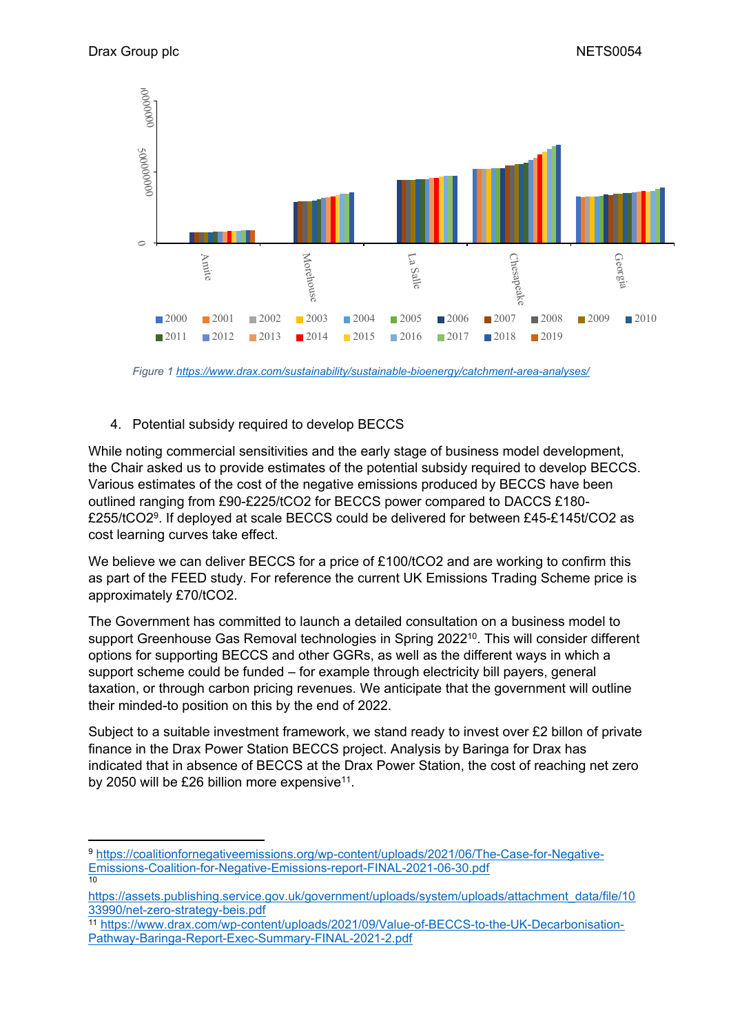Figure 1 https://www.drax.com/sustainability/sustainable-bioenergy/catchment-area-analyses/

4. Potential subsidy required to develop BECCS

While noting commercial sensitivities and the early stage of business model development, the Chair asked us to provide estimates of the potential subsidy required to develop BECCS. Various estimates of the cost of the negative emissions produced by BECCS have been outlined ranging from £90-£225/tCO2 for BECCS power compared to DACCS £180-£255/tCO2[9]. If deployed at scale BECCS could be delivered for between £45-£145t/CO2 as cost learning curves take effect.

We believe we can deliver BECCS for a price of £100/tCO2 and are working to confirm this as part of the FEED study. For reference the current UK Emissions Trading Scheme price is approximately £70/tCO2.

The Government has committed to launch a detailed consultation on a business model to support Greenhouse Gas Removal technologies in Spring 2022[10]. This will consider different options for supporting BECCS and other GGRs, as well as the different ways in which a support scheme could be funded – for example through electricity bill payers, general taxation, or through carbon pricing revenues. We anticipate that the government will outline their minded-to position on this by the end of 2022.

Subject to a suitable investment framework, we stand ready to invest over £2 billon of private finance in the Drax Power Station BECCS project. Analysis by Baringa for Drax has indicated that in absence of BECCS at the Drax Power Station, the cost of reaching net zero by 2050 will be £26 billion more expensive[11].

---

[9] https://coalitionfornegativeemissions.org/wp-content/uploads/2021/06/The-Case-for-Negative-Emissions-Coalition-for-Negative-Emissions-report-FINAL-2021-06-30.pdf

[10] https://assets.publishing.service.gov.uk/government/uploads/system/uploads/attachment_data/file/1033990/net-zero-strategy-beis.pdf

[11] https://www.drax.com/wp-content/uploads/2021/09/Value-of-BECCS-to-the-UK-Decarbonisation-Pathway-Baringa-Report-Exec-Summary-FINAL-2021-2.pdf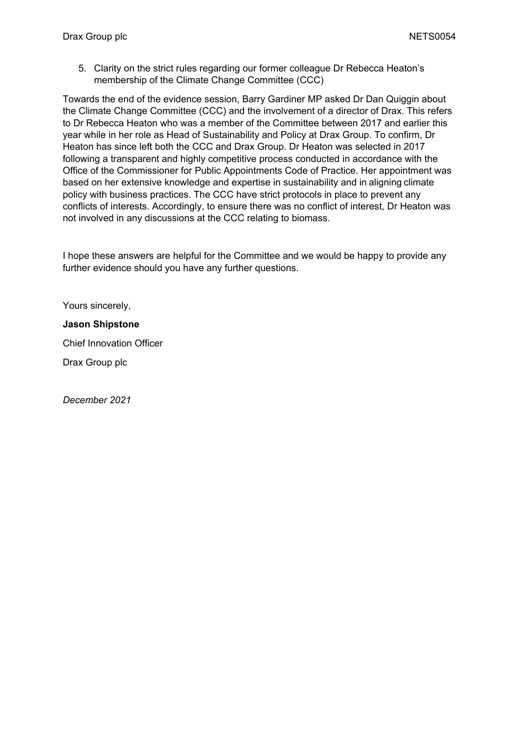5. Clarity on the strict rules regarding our former colleague Dr Rebecca Heaton's membership of the Climate Change Committee (CCC)

Towards the end of the evidence session, Barry Gardiner MP asked Dr Dan Quiggin about the Climate Change Committee (CCC) and the involvement of a director of Drax. This refers to Dr Rebecca Heaton who was a member of the Committee between 2017 and earlier this year while in her role as Head of Sustainability and Policy at Drax Group. To confirm, Dr Heaton has since left both the CCC and Drax Group. Dr Heaton was selected in 2017 following a transparent and highly competitive process conducted in accordance with the Office of the Commissioner for Public Appointments Code of Practice. Her appointment was based on her extensive knowledge and expertise in sustainability and in aligning climate policy with business practices. The CCC have strict protocols in place to prevent any conflicts of interests. Accordingly, to ensure there was no conflict of interest, Dr Heaton was not involved in any discussions at the CCC relating to biomass.

I hope these answers are helpful for the Committee and we would be happy to provide any further evidence should you have any further questions.

Yours sincerely,

**Jason Shipstone**

Chief Innovation Officer

Drax Group plc

*December 2021*